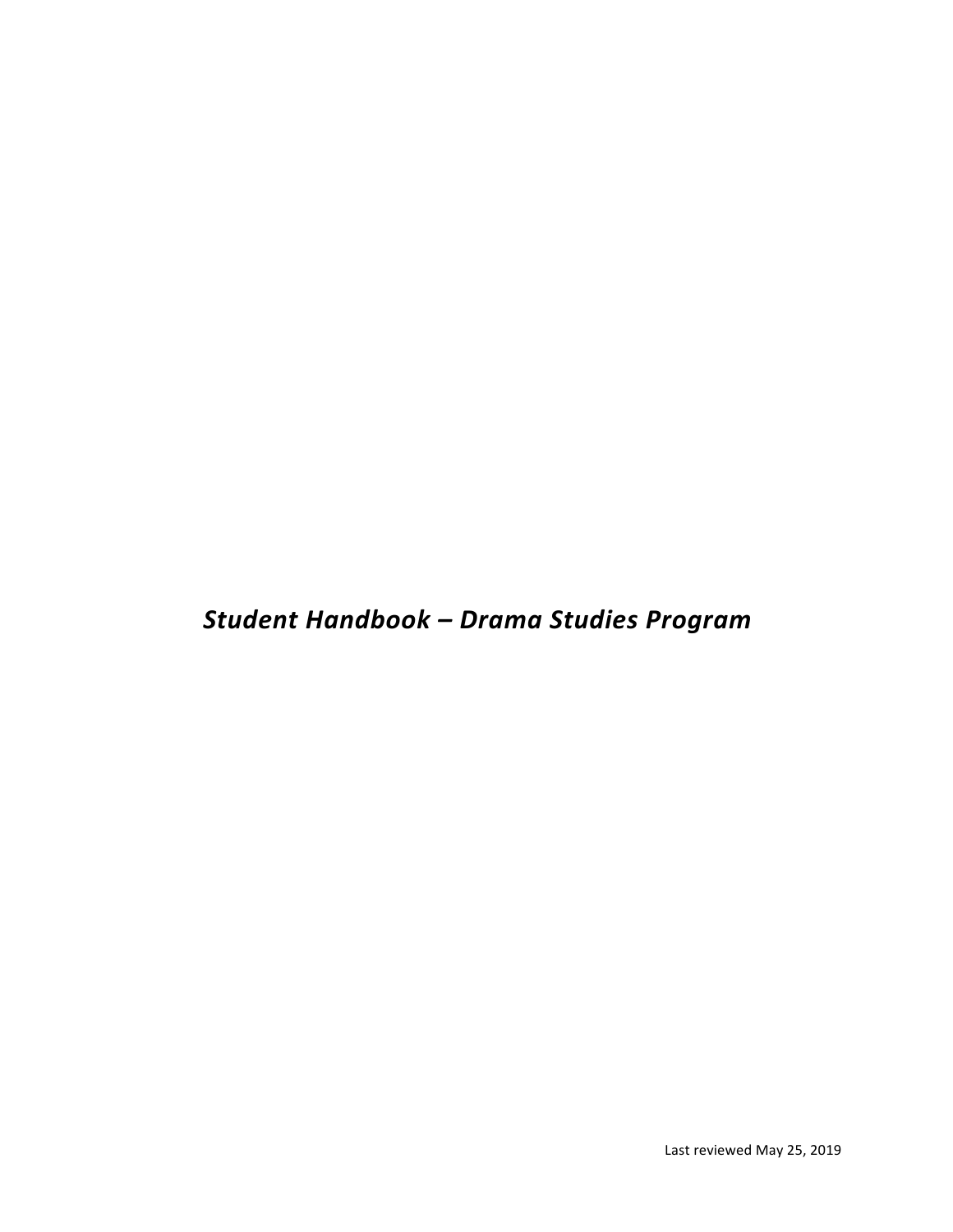# *Student Handbook – Drama Studies Program*

Last reviewed May 25, 2019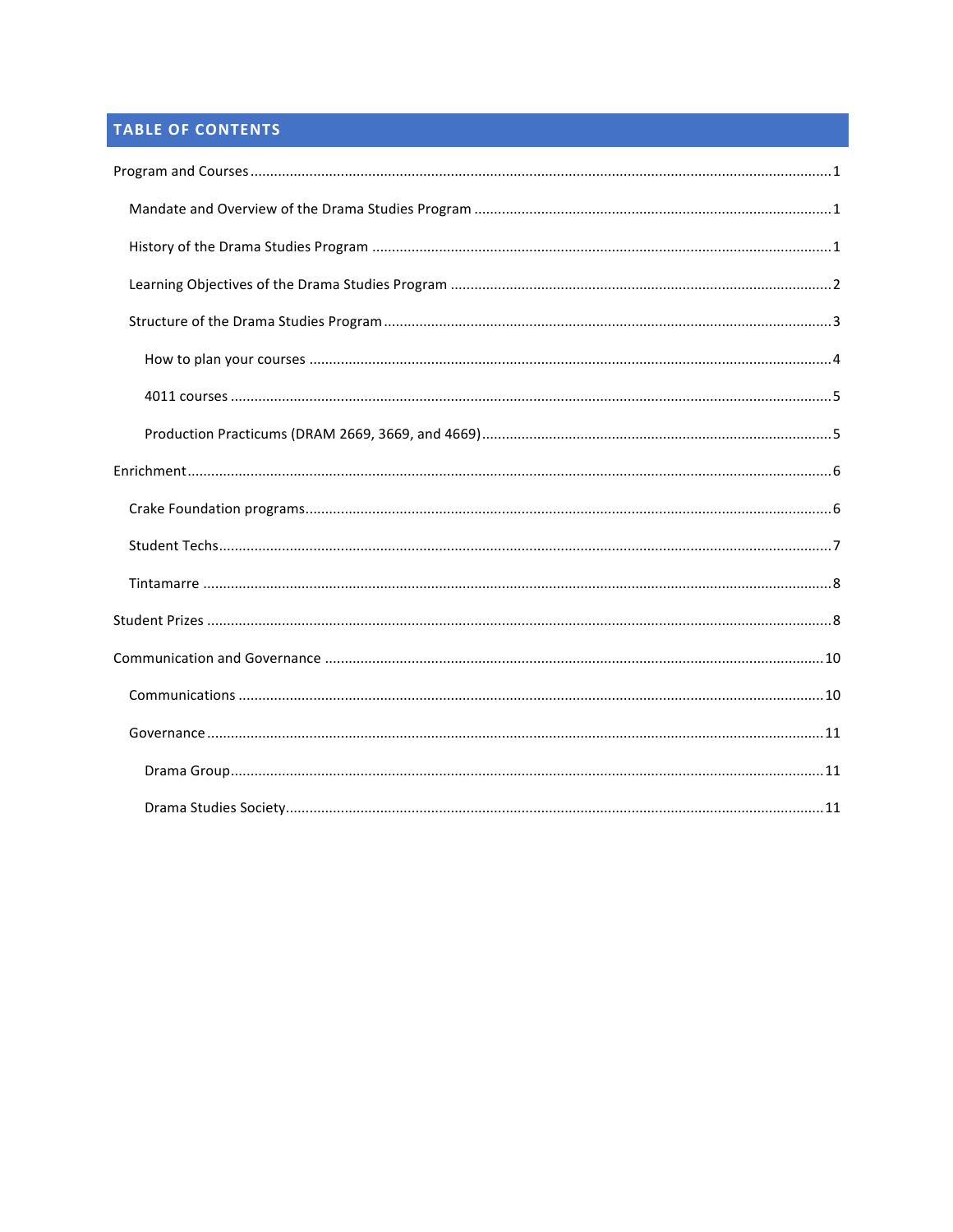## TABLE OF CONTENTS

- Program and Courses ........ 1
  - Mandate and Overview of the Drama Studies Program ........ 1
  - History of the Drama Studies Program ........ 1
  - Learning Objectives of the Drama Studies Program ........ 2
  - Structure of the Drama Studies Program ........ 3
    - How to plan your courses ........ 4
    - 4011 courses ........ 5
    - Production Practicums (DRAM 2669, 3669, and 4669) ........ 5
- Enrichment ........ 6
  - Crake Foundation programs ........ 6
  - Student Techs ........ 7
  - Tintamarre ........ 8
- Student Prizes ........ 8
- Communication and Governance ........ 10
  - Communications ........ 10
  - Governance ........ 11
    - Drama Group ........ 11
    - Drama Studies Society ........ 11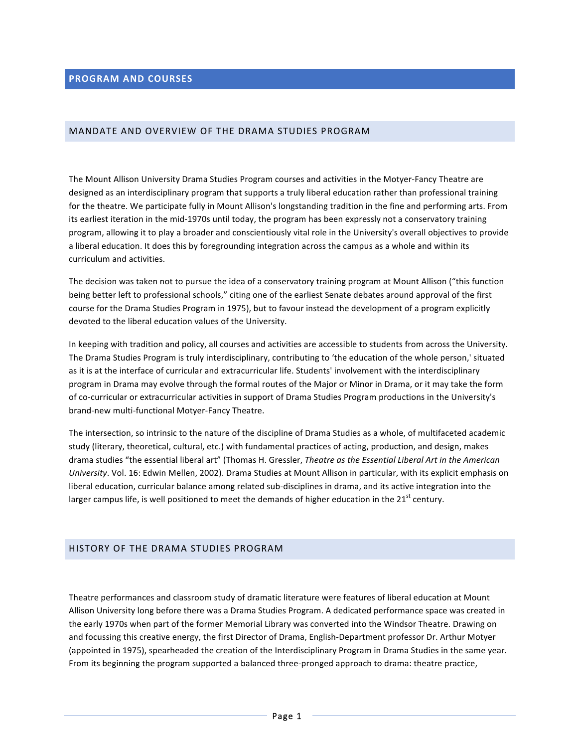# PROGRAM AND COURSES

## MANDATE AND OVERVIEW OF THE DRAMA STUDIES PROGRAM

The Mount Allison University Drama Studies Program courses and activities in the Motyer-Fancy Theatre are designed as an interdisciplinary program that supports a truly liberal education rather than professional training for the theatre. We participate fully in Mount Allison's longstanding tradition in the fine and performing arts. From its earliest iteration in the mid-1970s until today, the program has been expressly not a conservatory training program, allowing it to play a broader and conscientiously vital role in the University's overall objectives to provide a liberal education. It does this by foregrounding integration across the campus as a whole and within its curriculum and activities.

The decision was taken not to pursue the idea of a conservatory training program at Mount Allison ("this function being better left to professional schools," citing one of the earliest Senate debates around approval of the first course for the Drama Studies Program in 1975), but to favour instead the development of a program explicitly devoted to the liberal education values of the University.

In keeping with tradition and policy, all courses and activities are accessible to students from across the University. The Drama Studies Program is truly interdisciplinary, contributing to 'the education of the whole person,' situated as it is at the interface of curricular and extracurricular life. Students' involvement with the interdisciplinary program in Drama may evolve through the formal routes of the Major or Minor in Drama, or it may take the form of co-curricular or extracurricular activities in support of Drama Studies Program productions in the University's brand-new multi-functional Motyer-Fancy Theatre.

The intersection, so intrinsic to the nature of the discipline of Drama Studies as a whole, of multifaceted academic study (literary, theoretical, cultural, etc.) with fundamental practices of acting, production, and design, makes drama studies "the essential liberal art" (Thomas H. Gressler, *Theatre as the Essential Liberal Art in the American University*. Vol. 16: Edwin Mellen, 2002). Drama Studies at Mount Allison in particular, with its explicit emphasis on liberal education, curricular balance among related sub-disciplines in drama, and its active integration into the larger campus life, is well positioned to meet the demands of higher education in the 21st century.

## HISTORY OF THE DRAMA STUDIES PROGRAM

Theatre performances and classroom study of dramatic literature were features of liberal education at Mount Allison University long before there was a Drama Studies Program. A dedicated performance space was created in the early 1970s when part of the former Memorial Library was converted into the Windsor Theatre. Drawing on and focussing this creative energy, the first Director of Drama, English-Department professor Dr. Arthur Motyer (appointed in 1975), spearheaded the creation of the Interdisciplinary Program in Drama Studies in the same year. From its beginning the program supported a balanced three-pronged approach to drama: theatre practice,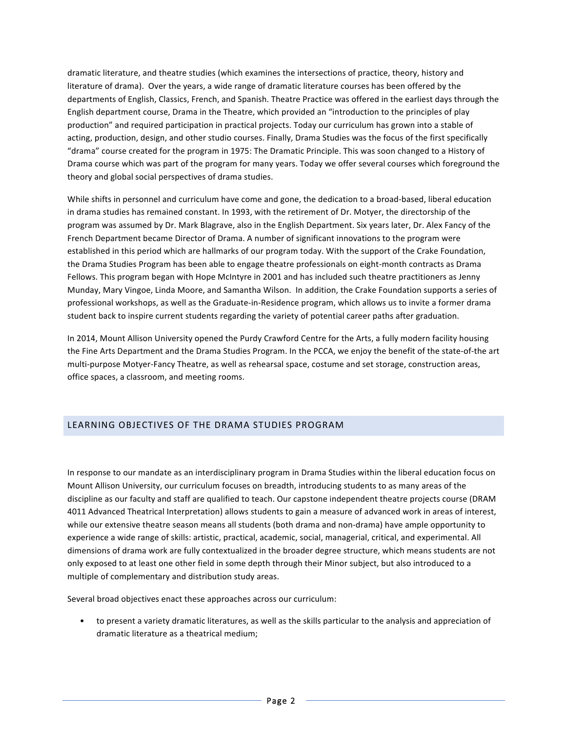dramatic literature, and theatre studies (which examines the intersections of practice, theory, history and literature of drama). Over the years, a wide range of dramatic literature courses has been offered by the departments of English, Classics, French, and Spanish. Theatre Practice was offered in the earliest days through the English department course, Drama in the Theatre, which provided an "introduction to the principles of play production" and required participation in practical projects. Today our curriculum has grown into a stable of acting, production, design, and other studio courses. Finally, Drama Studies was the focus of the first specifically "drama" course created for the program in 1975: The Dramatic Principle. This was soon changed to a History of Drama course which was part of the program for many years. Today we offer several courses which foreground the theory and global social perspectives of drama studies.

While shifts in personnel and curriculum have come and gone, the dedication to a broad-based, liberal education in drama studies has remained constant. In 1993, with the retirement of Dr. Motyer, the directorship of the program was assumed by Dr. Mark Blagrave, also in the English Department. Six years later, Dr. Alex Fancy of the French Department became Director of Drama. A number of significant innovations to the program were established in this period which are hallmarks of our program today. With the support of the Crake Foundation, the Drama Studies Program has been able to engage theatre professionals on eight-month contracts as Drama Fellows. This program began with Hope McIntyre in 2001 and has included such theatre practitioners as Jenny Munday, Mary Vingoe, Linda Moore, and Samantha Wilson. In addition, the Crake Foundation supports a series of professional workshops, as well as the Graduate-in-Residence program, which allows us to invite a former drama student back to inspire current students regarding the variety of potential career paths after graduation.

In 2014, Mount Allison University opened the Purdy Crawford Centre for the Arts, a fully modern facility housing the Fine Arts Department and the Drama Studies Program. In the PCCA, we enjoy the benefit of the state-of-the art multi-purpose Motyer-Fancy Theatre, as well as rehearsal space, costume and set storage, construction areas, office spaces, a classroom, and meeting rooms.

## LEARNING OBJECTIVES OF THE DRAMA STUDIES PROGRAM

In response to our mandate as an interdisciplinary program in Drama Studies within the liberal education focus on Mount Allison University, our curriculum focuses on breadth, introducing students to as many areas of the discipline as our faculty and staff are qualified to teach. Our capstone independent theatre projects course (DRAM 4011 Advanced Theatrical Interpretation) allows students to gain a measure of advanced work in areas of interest, while our extensive theatre season means all students (both drama and non-drama) have ample opportunity to experience a wide range of skills: artistic, practical, academic, social, managerial, critical, and experimental. All dimensions of drama work are fully contextualized in the broader degree structure, which means students are not only exposed to at least one other field in some depth through their Minor subject, but also introduced to a multiple of complementary and distribution study areas.

Several broad objectives enact these approaches across our curriculum:

- to present a variety dramatic literatures, as well as the skills particular to the analysis and appreciation of dramatic literature as a theatrical medium;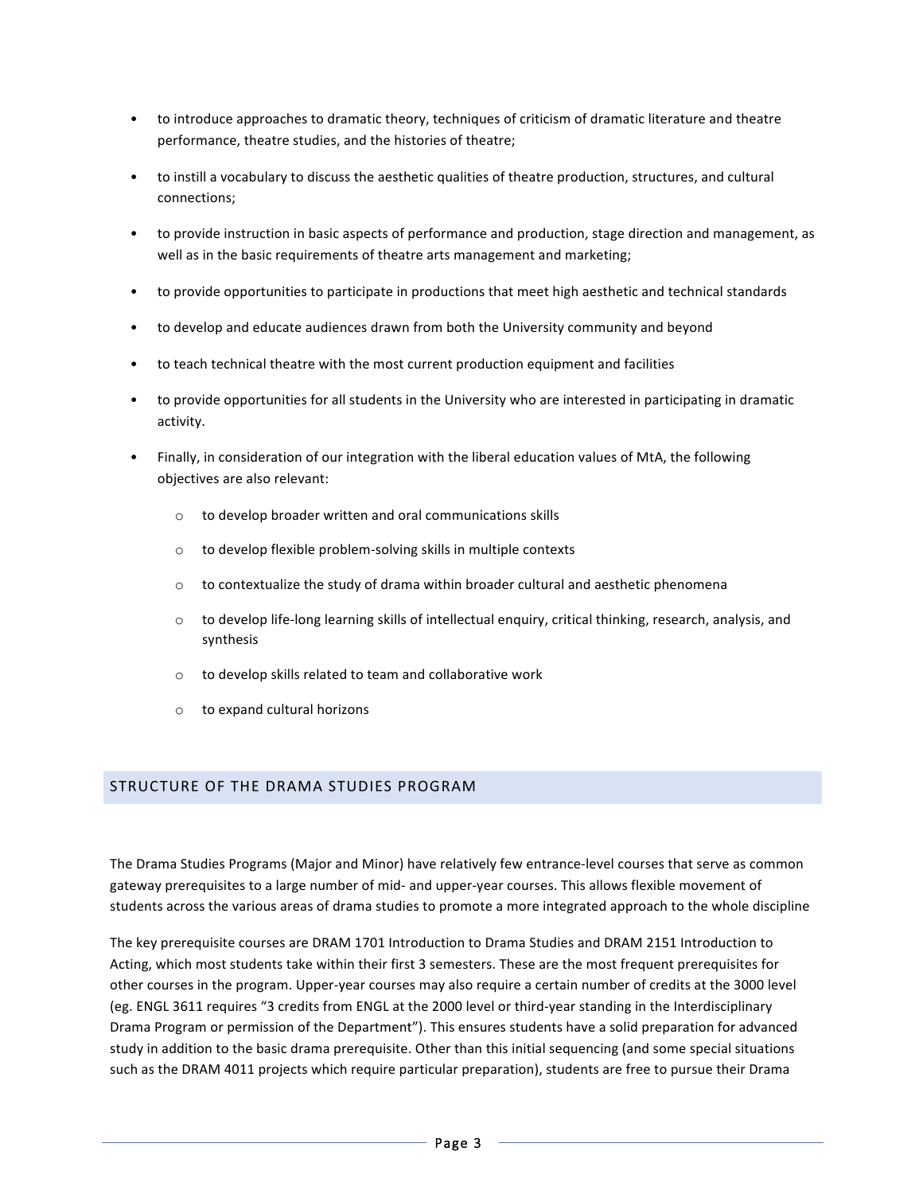- to introduce approaches to dramatic theory, techniques of criticism of dramatic literature and theatre performance, theatre studies, and the histories of theatre;
- to instill a vocabulary to discuss the aesthetic qualities of theatre production, structures, and cultural connections;
- to provide instruction in basic aspects of performance and production, stage direction and management, as well as in the basic requirements of theatre arts management and marketing;
- to provide opportunities to participate in productions that meet high aesthetic and technical standards
- to develop and educate audiences drawn from both the University community and beyond
- to teach technical theatre with the most current production equipment and facilities
- to provide opportunities for all students in the University who are interested in participating in dramatic activity.
- Finally, in consideration of our integration with the liberal education values of MtA, the following objectives are also relevant:
  - to develop broader written and oral communications skills
  - to develop flexible problem-solving skills in multiple contexts
  - to contextualize the study of drama within broader cultural and aesthetic phenomena
  - to develop life-long learning skills of intellectual enquiry, critical thinking, research, analysis, and synthesis
  - to develop skills related to team and collaborative work
  - to expand cultural horizons

## STRUCTURE OF THE DRAMA STUDIES PROGRAM

The Drama Studies Programs (Major and Minor) have relatively few entrance-level courses that serve as common gateway prerequisites to a large number of mid- and upper-year courses. This allows flexible movement of students across the various areas of drama studies to promote a more integrated approach to the whole discipline

The key prerequisite courses are DRAM 1701 Introduction to Drama Studies and DRAM 2151 Introduction to Acting, which most students take within their first 3 semesters. These are the most frequent prerequisites for other courses in the program. Upper-year courses may also require a certain number of credits at the 3000 level (eg. ENGL 3611 requires "3 credits from ENGL at the 2000 level or third-year standing in the Interdisciplinary Drama Program or permission of the Department"). This ensures students have a solid preparation for advanced study in addition to the basic drama prerequisite. Other than this initial sequencing (and some special situations such as the DRAM 4011 projects which require particular preparation), students are free to pursue their Drama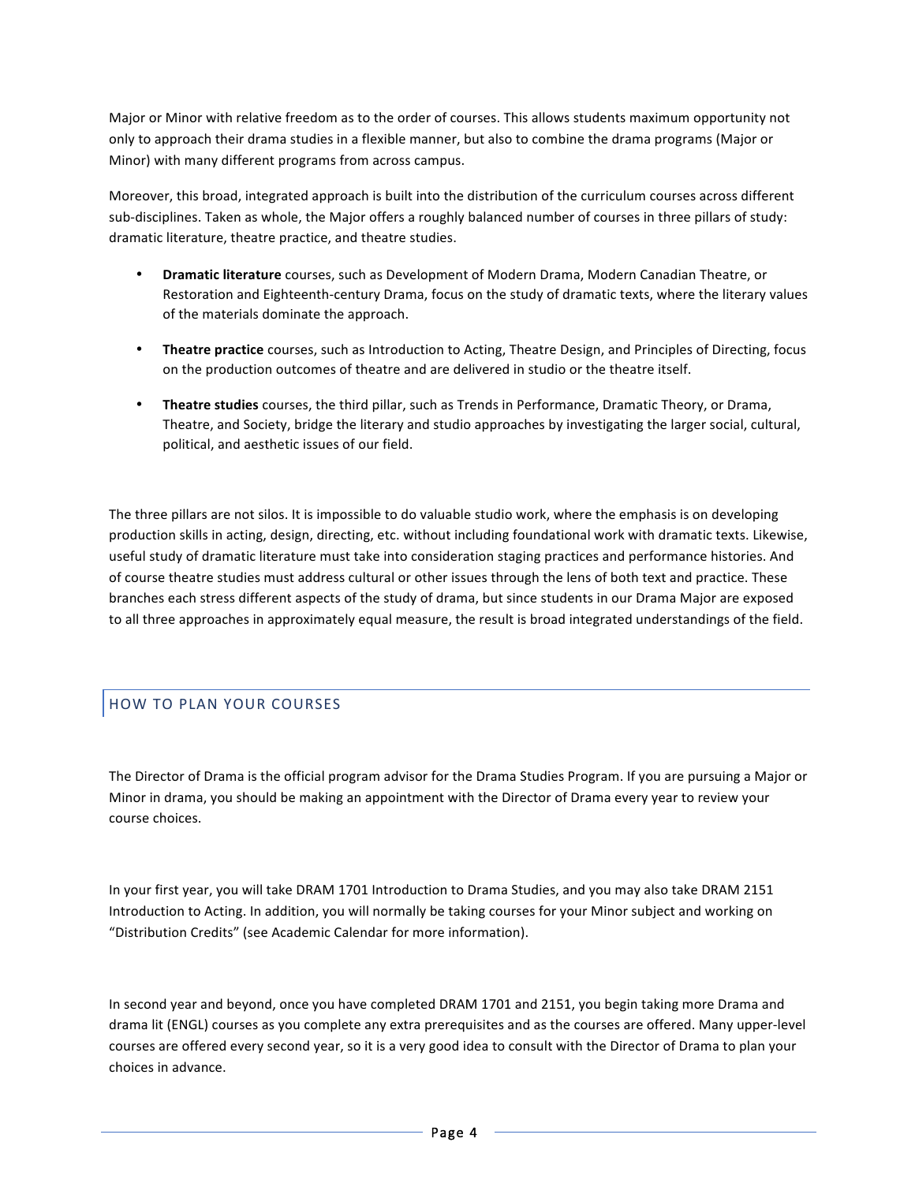Major or Minor with relative freedom as to the order of courses. This allows students maximum opportunity not only to approach their drama studies in a flexible manner, but also to combine the drama programs (Major or Minor) with many different programs from across campus.

Moreover, this broad, integrated approach is built into the distribution of the curriculum courses across different sub-disciplines. Taken as whole, the Major offers a roughly balanced number of courses in three pillars of study: dramatic literature, theatre practice, and theatre studies.

- **Dramatic literature** courses, such as Development of Modern Drama, Modern Canadian Theatre, or Restoration and Eighteenth-century Drama, focus on the study of dramatic texts, where the literary values of the materials dominate the approach.

- **Theatre practice** courses, such as Introduction to Acting, Theatre Design, and Principles of Directing, focus on the production outcomes of theatre and are delivered in studio or the theatre itself.

- **Theatre studies** courses, the third pillar, such as Trends in Performance, Dramatic Theory, or Drama, Theatre, and Society, bridge the literary and studio approaches by investigating the larger social, cultural, political, and aesthetic issues of our field.

The three pillars are not silos. It is impossible to do valuable studio work, where the emphasis is on developing production skills in acting, design, directing, etc. without including foundational work with dramatic texts. Likewise, useful study of dramatic literature must take into consideration staging practices and performance histories. And of course theatre studies must address cultural or other issues through the lens of both text and practice. These branches each stress different aspects of the study of drama, but since students in our Drama Major are exposed to all three approaches in approximately equal measure, the result is broad integrated understandings of the field.

## HOW TO PLAN YOUR COURSES

The Director of Drama is the official program advisor for the Drama Studies Program. If you are pursuing a Major or Minor in drama, you should be making an appointment with the Director of Drama every year to review your course choices.

In your first year, you will take DRAM 1701 Introduction to Drama Studies, and you may also take DRAM 2151 Introduction to Acting. In addition, you will normally be taking courses for your Minor subject and working on "Distribution Credits" (see Academic Calendar for more information).

In second year and beyond, once you have completed DRAM 1701 and 2151, you begin taking more Drama and drama lit (ENGL) courses as you complete any extra prerequisites and as the courses are offered. Many upper-level courses are offered every second year, so it is a very good idea to consult with the Director of Drama to plan your choices in advance.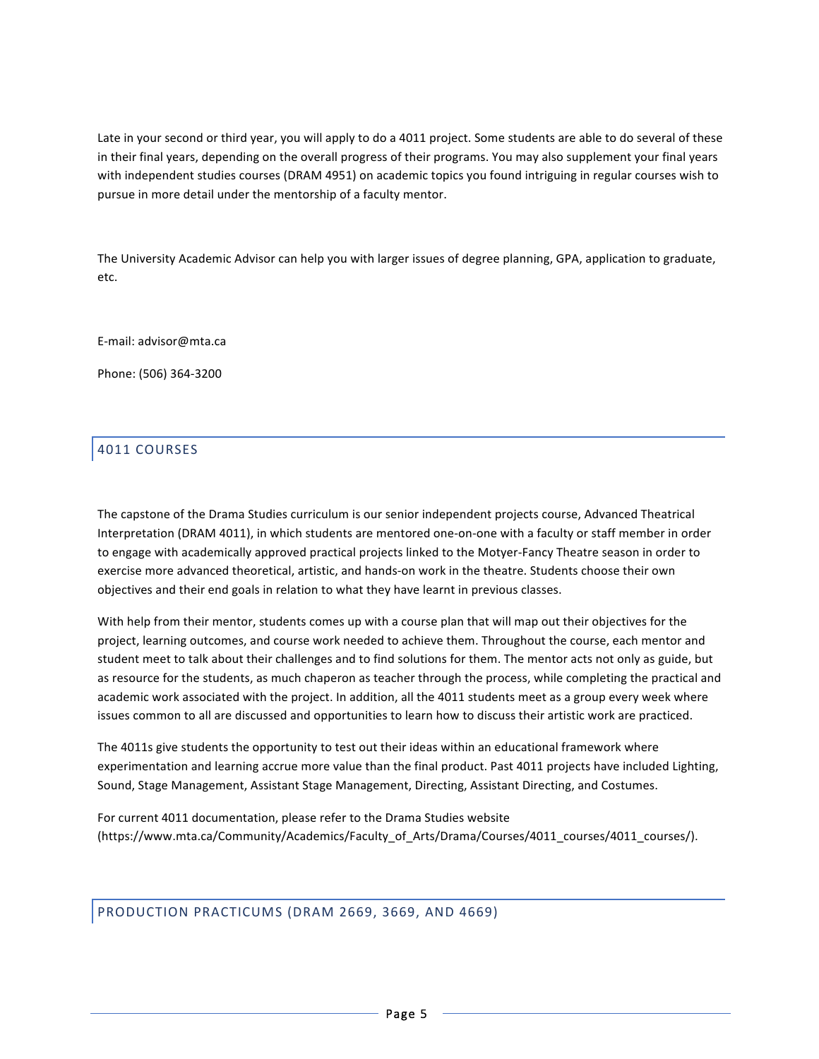Late in your second or third year, you will apply to do a 4011 project. Some students are able to do several of these in their final years, depending on the overall progress of their programs. You may also supplement your final years with independent studies courses (DRAM 4951) on academic topics you found intriguing in regular courses wish to pursue in more detail under the mentorship of a faculty mentor.

The University Academic Advisor can help you with larger issues of degree planning, GPA, application to graduate, etc.

E-mail: advisor@mta.ca

Phone: (506) 364-3200

## 4011 COURSES

The capstone of the Drama Studies curriculum is our senior independent projects course, Advanced Theatrical Interpretation (DRAM 4011), in which students are mentored one-on-one with a faculty or staff member in order to engage with academically approved practical projects linked to the Motyer-Fancy Theatre season in order to exercise more advanced theoretical, artistic, and hands-on work in the theatre. Students choose their own objectives and their end goals in relation to what they have learnt in previous classes.

With help from their mentor, students comes up with a course plan that will map out their objectives for the project, learning outcomes, and course work needed to achieve them. Throughout the course, each mentor and student meet to talk about their challenges and to find solutions for them. The mentor acts not only as guide, but as resource for the students, as much chaperon as teacher through the process, while completing the practical and academic work associated with the project. In addition, all the 4011 students meet as a group every week where issues common to all are discussed and opportunities to learn how to discuss their artistic work are practiced.

The 4011s give students the opportunity to test out their ideas within an educational framework where experimentation and learning accrue more value than the final product. Past 4011 projects have included Lighting, Sound, Stage Management, Assistant Stage Management, Directing, Assistant Directing, and Costumes.

For current 4011 documentation, please refer to the Drama Studies website (https://www.mta.ca/Community/Academics/Faculty_of_Arts/Drama/Courses/4011_courses/4011_courses/).

## PRODUCTION PRACTICUMS (DRAM 2669, 3669, AND 4669)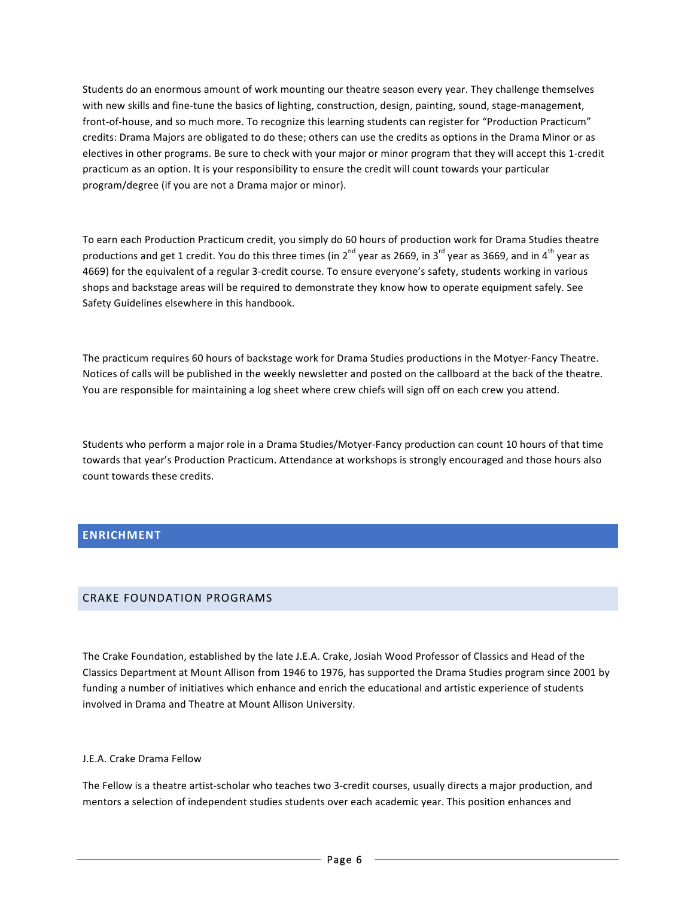Students do an enormous amount of work mounting our theatre season every year. They challenge themselves with new skills and fine-tune the basics of lighting, construction, design, painting, sound, stage-management, front-of-house, and so much more. To recognize this learning students can register for "Production Practicum" credits: Drama Majors are obligated to do these; others can use the credits as options in the Drama Minor or as electives in other programs. Be sure to check with your major or minor program that they will accept this 1-credit practicum as an option. It is your responsibility to ensure the credit will count towards your particular program/degree (if you are not a Drama major or minor).

To earn each Production Practicum credit, you simply do 60 hours of production work for Drama Studies theatre productions and get 1 credit. You do this three times (in 2nd year as 2669, in 3rd year as 3669, and in 4th year as 4669) for the equivalent of a regular 3-credit course. To ensure everyone's safety, students working in various shops and backstage areas will be required to demonstrate they know how to operate equipment safely. See Safety Guidelines elsewhere in this handbook.

The practicum requires 60 hours of backstage work for Drama Studies productions in the Motyer-Fancy Theatre. Notices of calls will be published in the weekly newsletter and posted on the callboard at the back of the theatre. You are responsible for maintaining a log sheet where crew chiefs will sign off on each crew you attend.

Students who perform a major role in a Drama Studies/Motyer-Fancy production can count 10 hours of that time towards that year's Production Practicum. Attendance at workshops is strongly encouraged and those hours also count towards these credits.

## ENRICHMENT

### CRAKE FOUNDATION PROGRAMS

The Crake Foundation, established by the late J.E.A. Crake, Josiah Wood Professor of Classics and Head of the Classics Department at Mount Allison from 1946 to 1976, has supported the Drama Studies program since 2001 by funding a number of initiatives which enhance and enrich the educational and artistic experience of students involved in Drama and Theatre at Mount Allison University.

#### J.E.A. Crake Drama Fellow

The Fellow is a theatre artist-scholar who teaches two 3-credit courses, usually directs a major production, and mentors a selection of independent studies students over each academic year. This position enhances and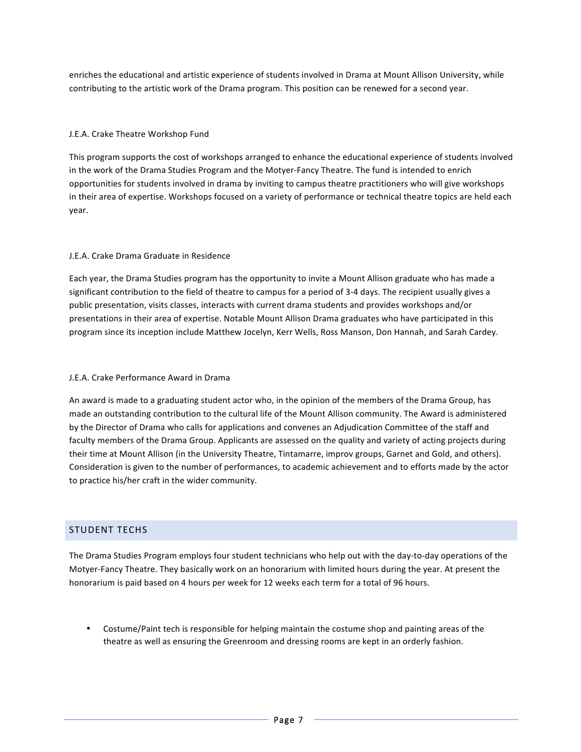enriches the educational and artistic experience of students involved in Drama at Mount Allison University, while contributing to the artistic work of the Drama program. This position can be renewed for a second year.

### J.E.A. Crake Theatre Workshop Fund

This program supports the cost of workshops arranged to enhance the educational experience of students involved in the work of the Drama Studies Program and the Motyer-Fancy Theatre. The fund is intended to enrich opportunities for students involved in drama by inviting to campus theatre practitioners who will give workshops in their area of expertise. Workshops focused on a variety of performance or technical theatre topics are held each year.

### J.E.A. Crake Drama Graduate in Residence

Each year, the Drama Studies program has the opportunity to invite a Mount Allison graduate who has made a significant contribution to the field of theatre to campus for a period of 3-4 days. The recipient usually gives a public presentation, visits classes, interacts with current drama students and provides workshops and/or presentations in their area of expertise. Notable Mount Allison Drama graduates who have participated in this program since its inception include Matthew Jocelyn, Kerr Wells, Ross Manson, Don Hannah, and Sarah Cardey.

### J.E.A. Crake Performance Award in Drama

An award is made to a graduating student actor who, in the opinion of the members of the Drama Group, has made an outstanding contribution to the cultural life of the Mount Allison community. The Award is administered by the Director of Drama who calls for applications and convenes an Adjudication Committee of the staff and faculty members of the Drama Group. Applicants are assessed on the quality and variety of acting projects during their time at Mount Allison (in the University Theatre, Tintamarre, improv groups, Garnet and Gold, and others). Consideration is given to the number of performances, to academic achievement and to efforts made by the actor to practice his/her craft in the wider community.

## STUDENT TECHS

The Drama Studies Program employs four student technicians who help out with the day-to-day operations of the Motyer-Fancy Theatre. They basically work on an honorarium with limited hours during the year. At present the honorarium is paid based on 4 hours per week for 12 weeks each term for a total of 96 hours.

- Costume/Paint tech is responsible for helping maintain the costume shop and painting areas of the theatre as well as ensuring the Greenroom and dressing rooms are kept in an orderly fashion.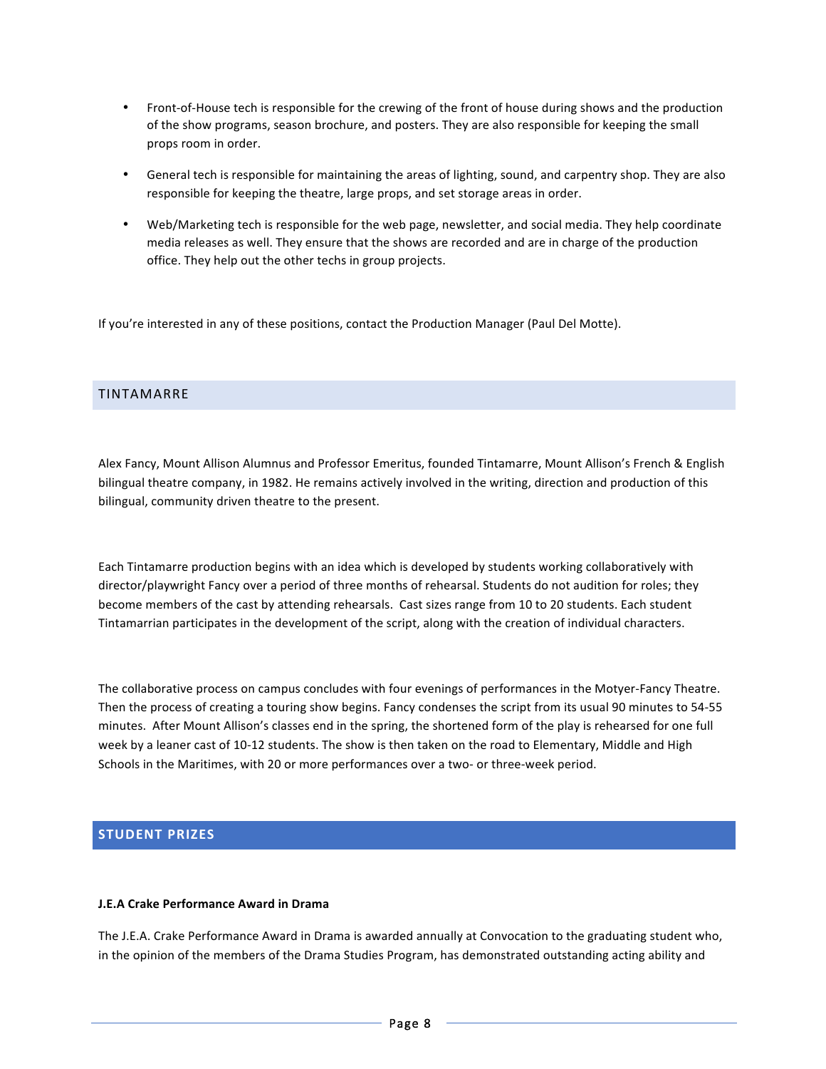- Front-of-House tech is responsible for the crewing of the front of house during shows and the production of the show programs, season brochure, and posters. They are also responsible for keeping the small props room in order.
- General tech is responsible for maintaining the areas of lighting, sound, and carpentry shop. They are also responsible for keeping the theatre, large props, and set storage areas in order.
- Web/Marketing tech is responsible for the web page, newsletter, and social media. They help coordinate media releases as well. They ensure that the shows are recorded and are in charge of the production office. They help out the other techs in group projects.

If you're interested in any of these positions, contact the Production Manager (Paul Del Motte).

## TINTAMARRE

Alex Fancy, Mount Allison Alumnus and Professor Emeritus, founded Tintamarre, Mount Allison's French & English bilingual theatre company, in 1982. He remains actively involved in the writing, direction and production of this bilingual, community driven theatre to the present.

Each Tintamarre production begins with an idea which is developed by students working collaboratively with director/playwright Fancy over a period of three months of rehearsal. Students do not audition for roles; they become members of the cast by attending rehearsals. Cast sizes range from 10 to 20 students. Each student Tintamarrian participates in the development of the script, along with the creation of individual characters.

The collaborative process on campus concludes with four evenings of performances in the Motyer-Fancy Theatre. Then the process of creating a touring show begins. Fancy condenses the script from its usual 90 minutes to 54-55 minutes. After Mount Allison's classes end in the spring, the shortened form of the play is rehearsed for one full week by a leaner cast of 10-12 students. The show is then taken on the road to Elementary, Middle and High Schools in the Maritimes, with 20 or more performances over a two- or three-week period.

## STUDENT PRIZES

**J.E.A Crake Performance Award in Drama**

The J.E.A. Crake Performance Award in Drama is awarded annually at Convocation to the graduating student who, in the opinion of the members of the Drama Studies Program, has demonstrated outstanding acting ability and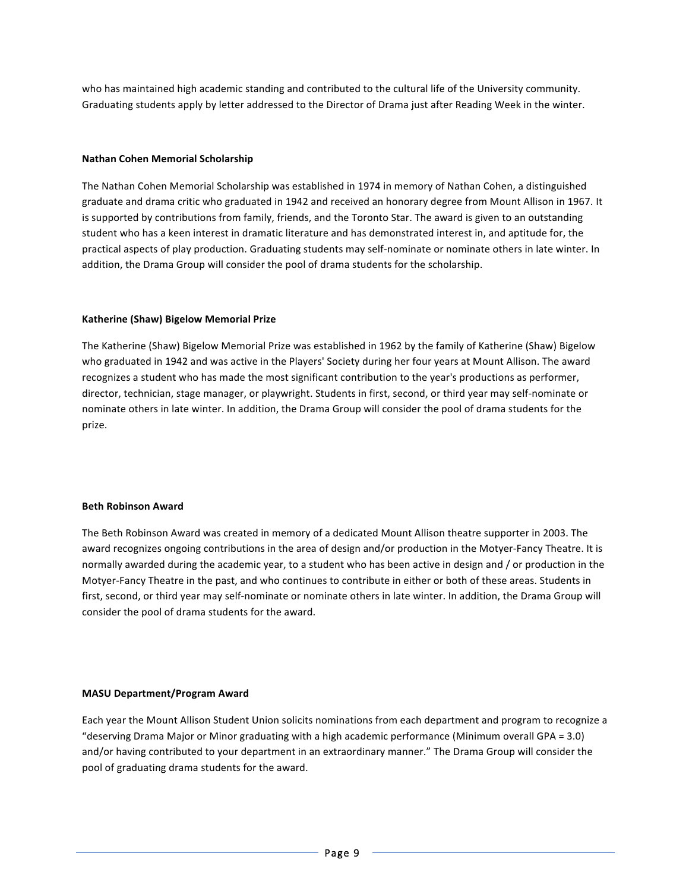who has maintained high academic standing and contributed to the cultural life of the University community. Graduating students apply by letter addressed to the Director of Drama just after Reading Week in the winter.

**Nathan Cohen Memorial Scholarship**

The Nathan Cohen Memorial Scholarship was established in 1974 in memory of Nathan Cohen, a distinguished graduate and drama critic who graduated in 1942 and received an honorary degree from Mount Allison in 1967. It is supported by contributions from family, friends, and the Toronto Star. The award is given to an outstanding student who has a keen interest in dramatic literature and has demonstrated interest in, and aptitude for, the practical aspects of play production. Graduating students may self-nominate or nominate others in late winter. In addition, the Drama Group will consider the pool of drama students for the scholarship.

**Katherine (Shaw) Bigelow Memorial Prize**

The Katherine (Shaw) Bigelow Memorial Prize was established in 1962 by the family of Katherine (Shaw) Bigelow who graduated in 1942 and was active in the Players' Society during her four years at Mount Allison. The award recognizes a student who has made the most significant contribution to the year's productions as performer, director, technician, stage manager, or playwright. Students in first, second, or third year may self-nominate or nominate others in late winter. In addition, the Drama Group will consider the pool of drama students for the prize.

**Beth Robinson Award**

The Beth Robinson Award was created in memory of a dedicated Mount Allison theatre supporter in 2003. The award recognizes ongoing contributions in the area of design and/or production in the Motyer-Fancy Theatre. It is normally awarded during the academic year, to a student who has been active in design and / or production in the Motyer-Fancy Theatre in the past, and who continues to contribute in either or both of these areas. Students in first, second, or third year may self-nominate or nominate others in late winter. In addition, the Drama Group will consider the pool of drama students for the award.

**MASU Department/Program Award**

Each year the Mount Allison Student Union solicits nominations from each department and program to recognize a "deserving Drama Major or Minor graduating with a high academic performance (Minimum overall GPA = 3.0) and/or having contributed to your department in an extraordinary manner." The Drama Group will consider the pool of graduating drama students for the award.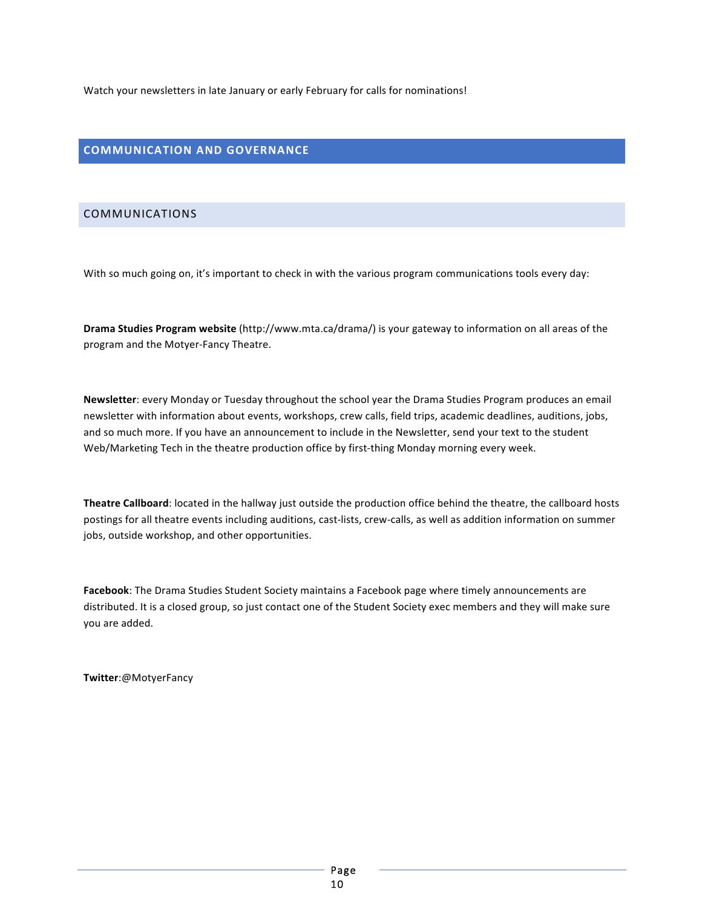Watch your newsletters in late January or early February for calls for nominations!

## COMMUNICATION AND GOVERNANCE

### COMMUNICATIONS

With so much going on, it's important to check in with the various program communications tools every day:

**Drama Studies Program website** (http://www.mta.ca/drama/) is your gateway to information on all areas of the program and the Motyer-Fancy Theatre.

**Newsletter**: every Monday or Tuesday throughout the school year the Drama Studies Program produces an email newsletter with information about events, workshops, crew calls, field trips, academic deadlines, auditions, jobs, and so much more. If you have an announcement to include in the Newsletter, send your text to the student Web/Marketing Tech in the theatre production office by first-thing Monday morning every week.

**Theatre Callboard**: located in the hallway just outside the production office behind the theatre, the callboard hosts postings for all theatre events including auditions, cast-lists, crew-calls, as well as addition information on summer jobs, outside workshop, and other opportunities.

**Facebook**: The Drama Studies Student Society maintains a Facebook page where timely announcements are distributed. It is a closed group, so just contact one of the Student Society exec members and they will make sure you are added.

**Twitter**:@MotyerFancy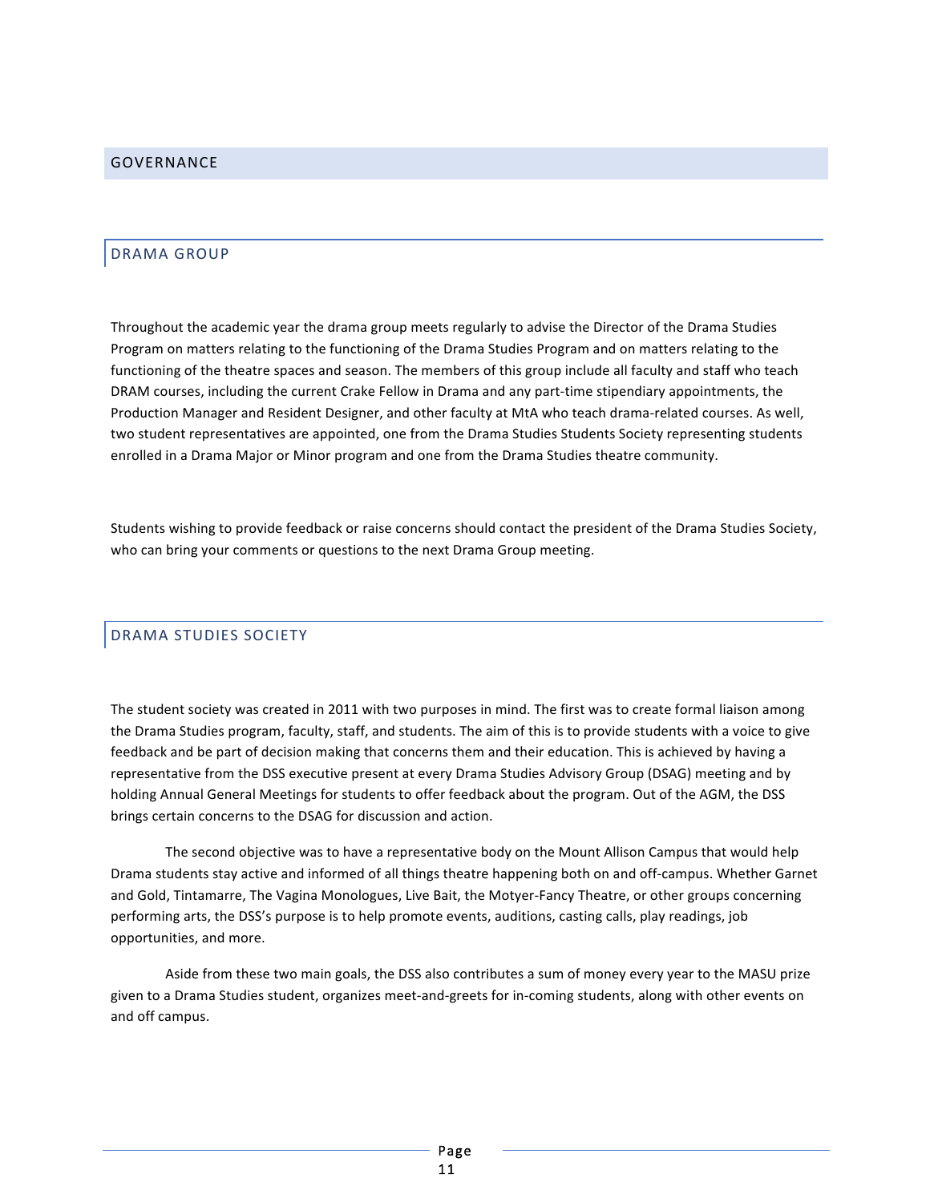# GOVERNANCE

## DRAMA GROUP

Throughout the academic year the drama group meets regularly to advise the Director of the Drama Studies Program on matters relating to the functioning of the Drama Studies Program and on matters relating to the functioning of the theatre spaces and season. The members of this group include all faculty and staff who teach DRAM courses, including the current Crake Fellow in Drama and any part-time stipendiary appointments, the Production Manager and Resident Designer, and other faculty at MtA who teach drama-related courses. As well, two student representatives are appointed, one from the Drama Studies Students Society representing students enrolled in a Drama Major or Minor program and one from the Drama Studies theatre community.

Students wishing to provide feedback or raise concerns should contact the president of the Drama Studies Society, who can bring your comments or questions to the next Drama Group meeting.

## DRAMA STUDIES SOCIETY

The student society was created in 2011 with two purposes in mind. The first was to create formal liaison among the Drama Studies program, faculty, staff, and students. The aim of this is to provide students with a voice to give feedback and be part of decision making that concerns them and their education. This is achieved by having a representative from the DSS executive present at every Drama Studies Advisory Group (DSAG) meeting and by holding Annual General Meetings for students to offer feedback about the program. Out of the AGM, the DSS brings certain concerns to the DSAG for discussion and action.

The second objective was to have a representative body on the Mount Allison Campus that would help Drama students stay active and informed of all things theatre happening both on and off-campus. Whether Garnet and Gold, Tintamarre, The Vagina Monologues, Live Bait, the Motyer-Fancy Theatre, or other groups concerning performing arts, the DSS's purpose is to help promote events, auditions, casting calls, play readings, job opportunities, and more.

Aside from these two main goals, the DSS also contributes a sum of money every year to the MASU prize given to a Drama Studies student, organizes meet-and-greets for in-coming students, along with other events on and off campus.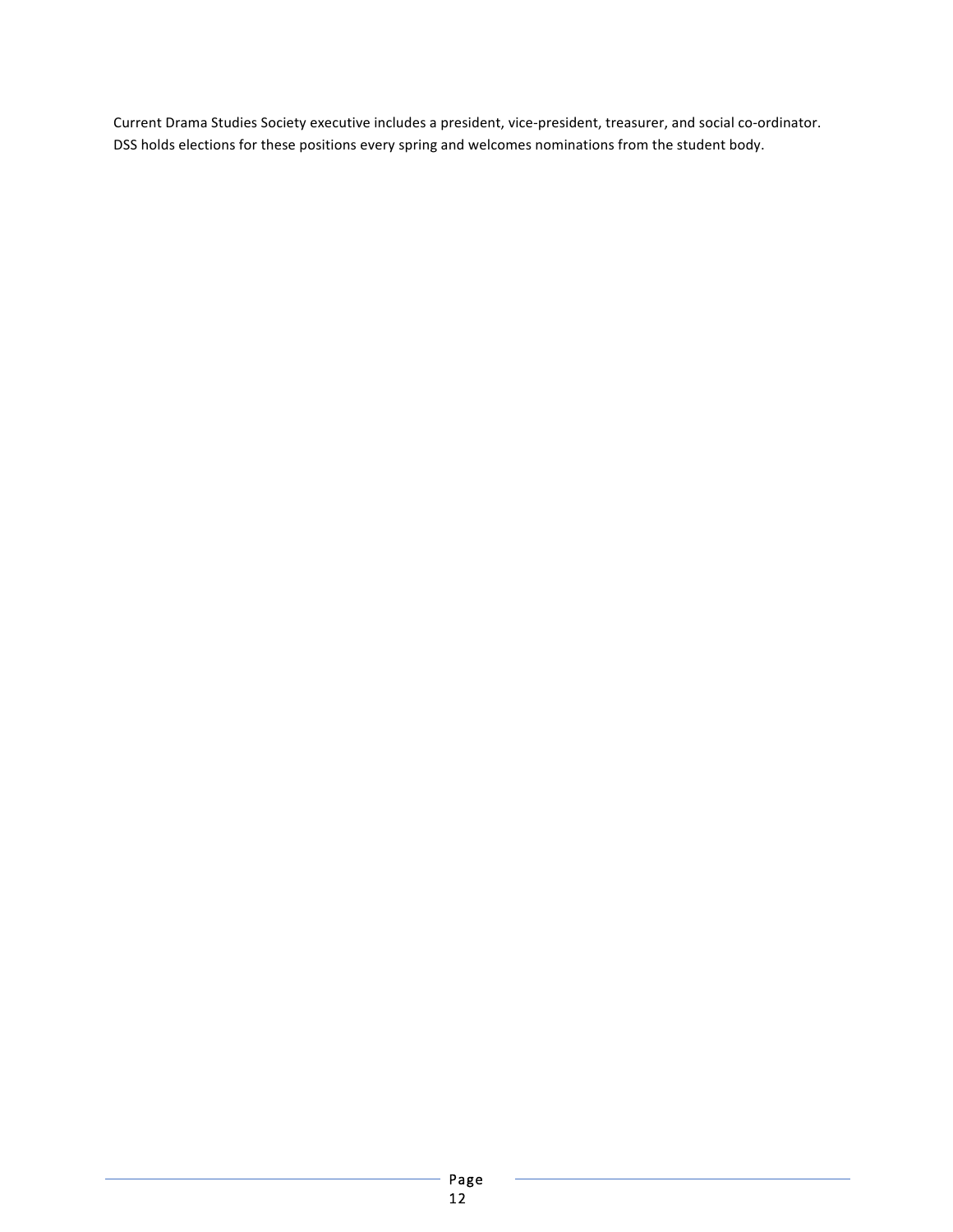Current Drama Studies Society executive includes a president, vice-president, treasurer, and social co-ordinator. DSS holds elections for these positions every spring and welcomes nominations from the student body.